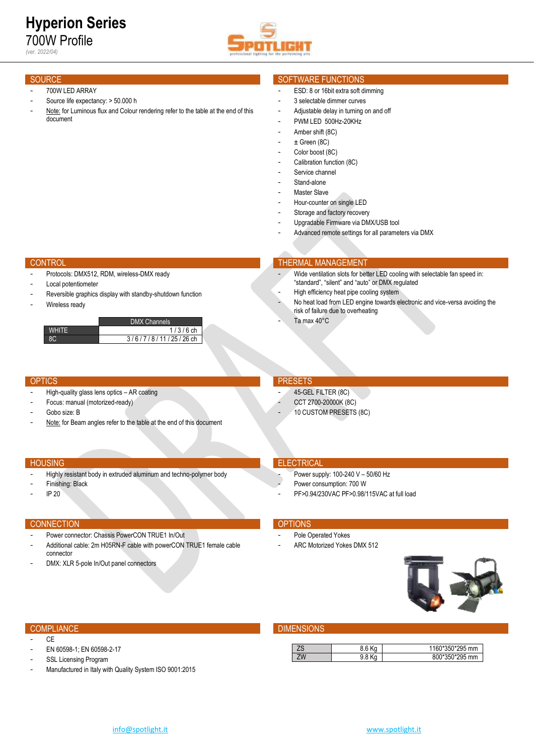# Hyperion Series

## 700W Profile

*(ver. 2022/04)*

## SOURCE

- 700W LED ARRAY
- Source life expectancy: > 50.000 h
- Note: for Luminous flux and Colour rendering refer to the table at the end of this document

## SOFTWARE FUNCTIONS

- ESD: 8 or 16bit extra soft dimming
- 3 selectable dimmer curves
- Adjustable delay in turning on and off
- PWM LED 500Hz-20KHz
- Amber shift (8C)
- ± Green (8C)
- Color boost (8C)
- Calibration function (8C)
- Service channel
- Stand-alone
- Master Slave
- Hour-counter on single LED
- Storage and factory recovery
- Upgradable Firmware via DMX/USB tool
- Advanced remote settings for all parameters via DMX

## CONTROL

- Protocols: DMX512, RDM, wireless-DMX ready
- Local potentiometer
- Reversible graphics display with standby-shutdown function
- Wireless ready

| | DMX Channels |
|---|---|
| WHITE | 1 / 3 / 6 ch |
| 8C | 3 / 6 / 7 / 8 / 11 / 25 / 26 ch |

## THERMAL MANAGEMENT

- Wide ventilation slots for better LED cooling with selectable fan speed in: "standard", "silent" and "auto" or DMX regulated
- High efficiency heat pipe cooling system
- No heat load from LED engine towards electronic and vice-versa avoiding the risk of failure due to overheating
- Ta max 40°C

## OPTICS

- High-quality glass lens optics – AR coating
- Focus: manual (motorized-ready)
- Gobo size: B
- Note: for Beam angles refer to the table at the end of this document

## PRESETS

- 45-GEL FILTER (8C)
- CCT 2700-20000K (8C)
- 10 CUSTOM PRESETS (8C)

## HOUSING

- Highly resistant body in extruded aluminum and techno-polymer body
- Finishing: Black
- IP 20

## ELECTRICAL

- Power supply: 100-240 V – 50/60 Hz
- Power consumption: 700 W
- PF>0.94/230VAC PF>0.98/115VAC at full load

## CONNECTION

- Power connector: Chassis PowerCON TRUE1 In/Out
- Additional cable: 2m H05RN-F cable with powerCON TRUE1 female cable connector
- DMX: XLR 5-pole In/Out panel connectors

## OPTIONS

- Pole Operated Yokes
- ARC Motorized Yokes DMX 512

## COMPLIANCE

- CE
- EN 60598-1; EN 60598-2-17
- SSL Licensing Program
- Manufactured in Italy with Quality System ISO 9001:2015

## DIMENSIONS

| | | |
|---|---|---|
| ZS | 8.6 Kg | 1160\*350\*295 mm |
| ZW | 9.8 Kg | 800\*350\*295 mm |

info@spotlight.it www.spotlight.it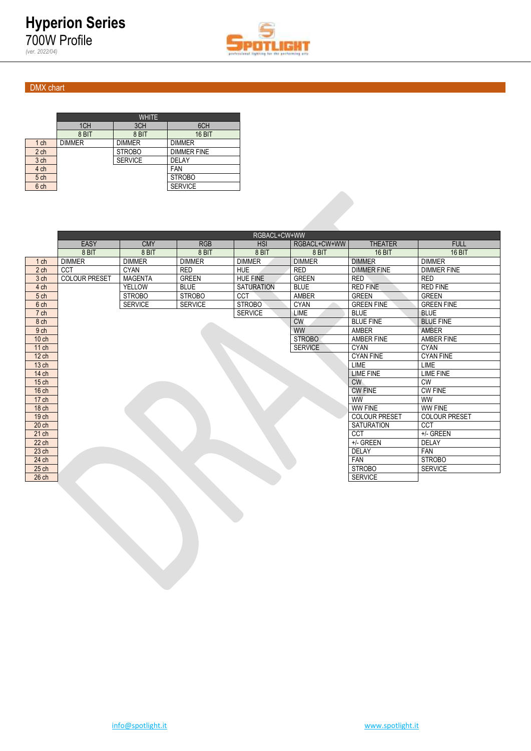# Hyperion Series

700W Profile

*(ver. 2022/04)*

## DMX chart

| | WHITE | | |
|---|---|---|---|
| | 1CH | 3CH | 6CH |
| | 8 BIT | 8 BIT | 16 BIT |
| 1 ch | DIMMER | DIMMER | DIMMER |
| 2 ch | | STROBO | DIMMER FINE |
| 3 ch | | SERVICE | DELAY |
| 4 ch | | | FAN |
| 5 ch | | | STROBO |
| 6 ch | | | SERVICE |

| | RGBACL+CW+WW | | | | | | |
|---|---|---|---|---|---|---|---|
| | EASY | CMY | RGB | HSI | RGBACL+CW+WW | THEATER | FULL |
| | 8 BIT | 8 BIT | 8 BIT | 8 BIT | 8 BIT | 16 BIT | 16 BIT |
| 1 ch | DIMMER | DIMMER | DIMMER | DIMMER | DIMMER | DIMMER | DIMMER |
| 2 ch | CCT | CYAN | RED | HUE | RED | DIMMER FINE | DIMMER FINE |
| 3 ch | COLOUR PRESET | MAGENTA | GREEN | HUE FINE | GREEN | RED | RED |
| 4 ch | | YELLOW | BLUE | SATURATION | BLUE | RED FINE | RED FINE |
| 5 ch | | STROBO | STROBO | CCT | AMBER | GREEN | GREEN |
| 6 ch | | SERVICE | SERVICE | STROBO | CYAN | GREEN FINE | GREEN FINE |
| 7 ch | | | | SERVICE | LIME | BLUE | BLUE |
| 8 ch | | | | | CW | BLUE FINE | BLUE FINE |
| 9 ch | | | | | WW | AMBER | AMBER |
| 10 ch | | | | | STROBO | AMBER FINE | AMBER FINE |
| 11 ch | | | | | SERVICE | CYAN | CYAN |
| 12 ch | | | | | | CYAN FINE | CYAN FINE |
| 13 ch | | | | | | LIME | LIME |
| 14 ch | | | | | | LIME FINE | LIME FINE |
| 15 ch | | | | | | CW | CW |
| 16 ch | | | | | | CW FINE | CW FINE |
| 17 ch | | | | | | WW | WW |
| 18 ch | | | | | | WW FINE | WW FINE |
| 19 ch | | | | | | COLOUR PRESET | COLOUR PRESET |
| 20 ch | | | | | | SATURATION | CCT |
| 21 ch | | | | | | CCT | +/- GREEN |
| 22 ch | | | | | | +/- GREEN | DELAY |
| 23 ch | | | | | | DELAY | FAN |
| 24 ch | | | | | | FAN | STROBO |
| 25 ch | | | | | | STROBO | SERVICE |
| 26 ch | | | | | | SERVICE | |

info@spotlight.it www.spotlight.it